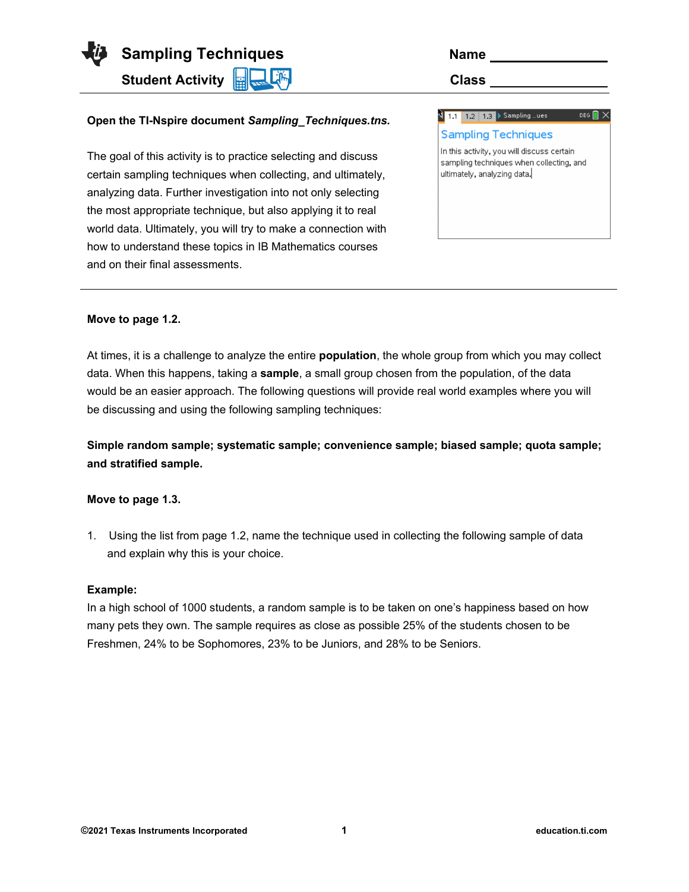# Sampling Techniques

## Student Activity

Name ______________

Class ______________

**Open the TI-Nspire document *Sampling_Techniques.tns.***

The goal of this activity is to practice selecting and discuss certain sampling techniques when collecting, and ultimately, analyzing data. Further investigation into not only selecting the most appropriate technique, but also applying it to real world data. Ultimately, you will try to make a connection with how to understand these topics in IB Mathematics courses and on their final assessments.

---

**Move to page 1.2.**

At times, it is a challenge to analyze the entire **population**, the whole group from which you may collect data. When this happens, taking a **sample**, a small group chosen from the population, of the data would be an easier approach. The following questions will provide real world examples where you will be discussing and using the following sampling techniques:

**Simple random sample; systematic sample; convenience sample; biased sample; quota sample; and stratified sample.**

**Move to page 1.3.**

1. Using the list from page 1.2, name the technique used in collecting the following sample of data and explain why this is your choice.

**Example:**
In a high school of 1000 students, a random sample is to be taken on one's happiness based on how many pets they own. The sample requires as close as possible 25% of the students chosen to be Freshmen, 24% to be Sophomores, 23% to be Juniors, and 28% to be Seniors.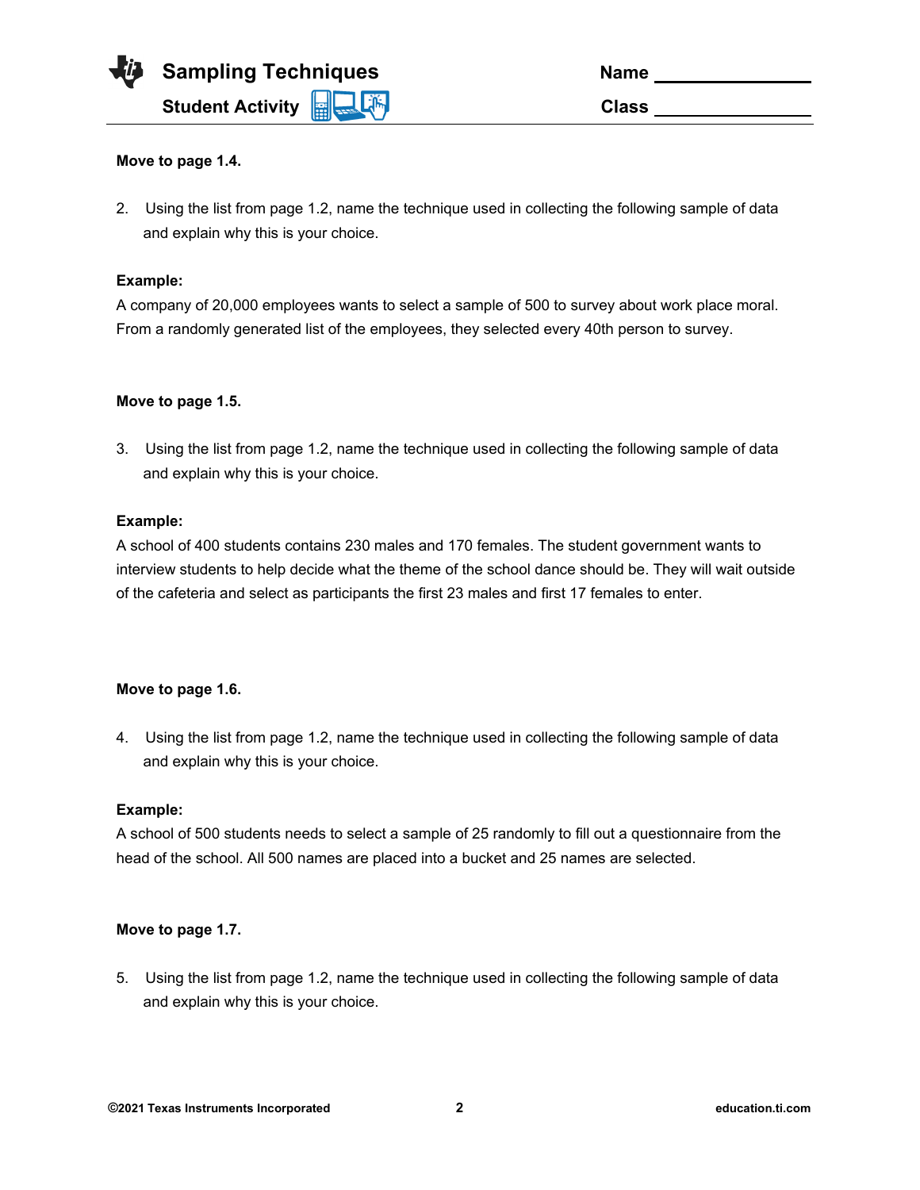**Move to page 1.4.**

2. Using the list from page 1.2, name the technique used in collecting the following sample of data and explain why this is your choice.

**Example:**
A company of 20,000 employees wants to select a sample of 500 to survey about work place moral. From a randomly generated list of the employees, they selected every 40th person to survey.

**Move to page 1.5.**

3. Using the list from page 1.2, name the technique used in collecting the following sample of data and explain why this is your choice.

**Example:**
A school of 400 students contains 230 males and 170 females. The student government wants to interview students to help decide what the theme of the school dance should be. They will wait outside of the cafeteria and select as participants the first 23 males and first 17 females to enter.

**Move to page 1.6.**

4. Using the list from page 1.2, name the technique used in collecting the following sample of data and explain why this is your choice.

**Example:**
A school of 500 students needs to select a sample of 25 randomly to fill out a questionnaire from the head of the school. All 500 names are placed into a bucket and 25 names are selected.

**Move to page 1.7.**

5. Using the list from page 1.2, name the technique used in collecting the following sample of data and explain why this is your choice.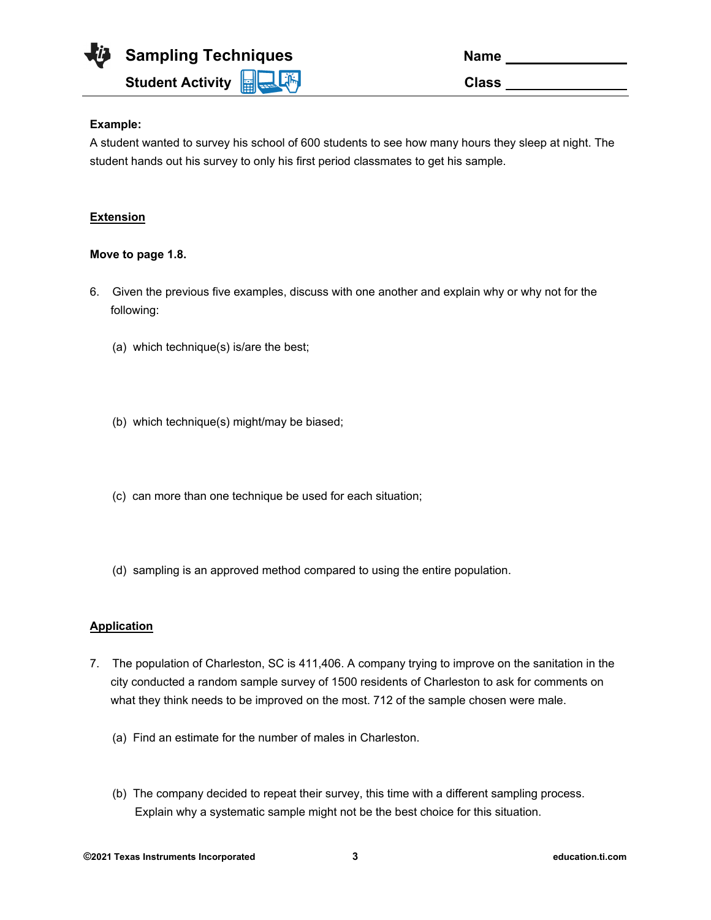**Example:**

A student wanted to survey his school of 600 students to see how many hours they sleep at night. The student hands out his survey to only his first period classmates to get his sample.

## Extension

**Move to page 1.8.**

6. Given the previous five examples, discuss with one another and explain why or why not for the following:

   (a) which technique(s) is/are the best;

   (b) which technique(s) might/may be biased;

   (c) can more than one technique be used for each situation;

   (d) sampling is an approved method compared to using the entire population.

## Application

7. The population of Charleston, SC is 411,406. A company trying to improve on the sanitation in the city conducted a random sample survey of 1500 residents of Charleston to ask for comments on what they think needs to be improved on the most. 712 of the sample chosen were male.

   (a) Find an estimate for the number of males in Charleston.

   (b) The company decided to repeat their survey, this time with a different sampling process. Explain why a systematic sample might not be the best choice for this situation.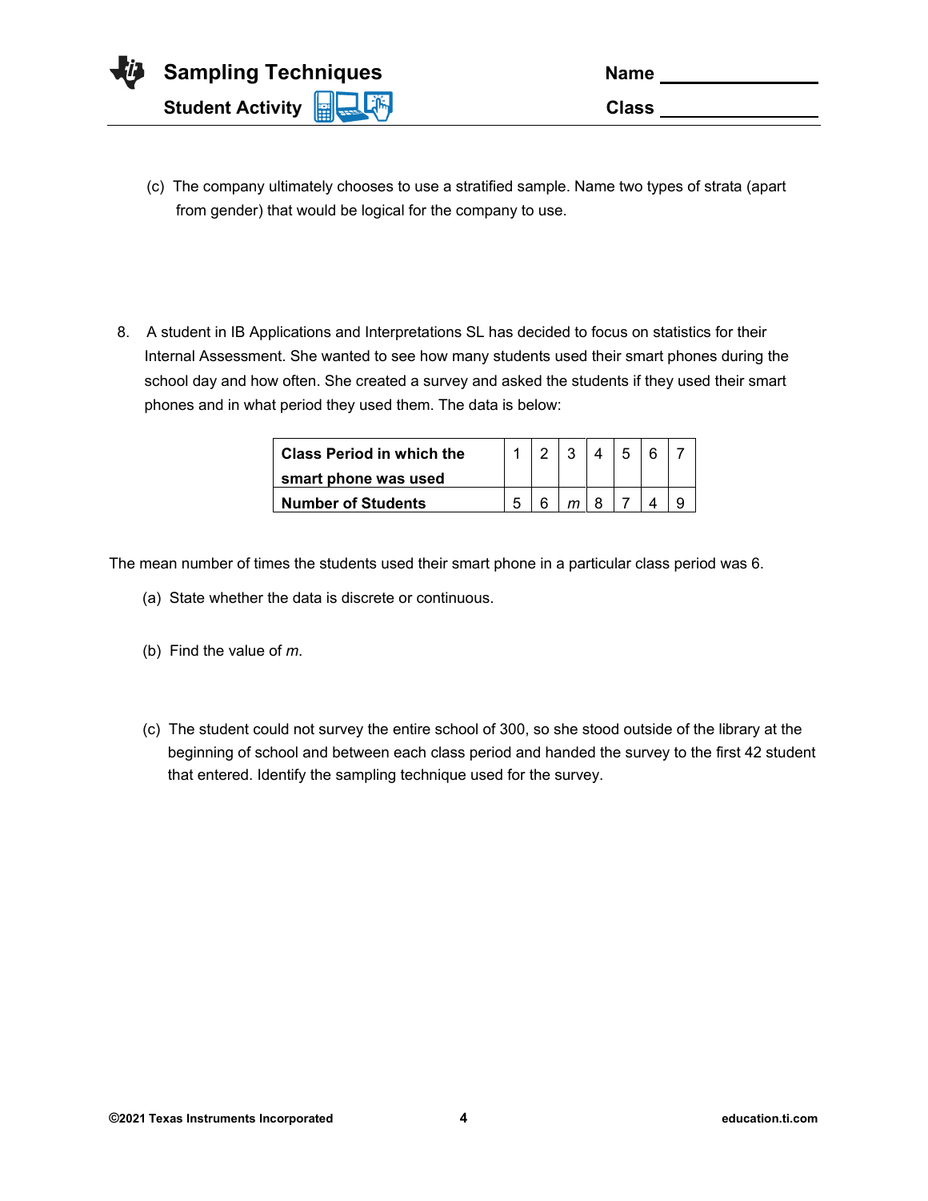(c) The company ultimately chooses to use a stratified sample. Name two types of strata (apart from gender) that would be logical for the company to use.

8. A student in IB Applications and Interpretations SL has decided to focus on statistics for their Internal Assessment. She wanted to see how many students used their smart phones during the school day and how often. She created a survey and asked the students if they used their smart phones and in what period they used them. The data is below:

| **Class Period in which the smart phone was used** | 1 | 2 | 3 | 4 | 5 | 6 | 7 |
|---|---|---|---|---|---|---|---|
| **Number of Students** | 5 | 6 | $m$ | 8 | 7 | 4 | 9 |

The mean number of times the students used their smart phone in a particular class period was 6.

(a) State whether the data is discrete or continuous.

(b) Find the value of $m$.

(c) The student could not survey the entire school of 300, so she stood outside of the library at the beginning of school and between each class period and handed the survey to the first 42 student that entered. Identify the sampling technique used for the survey.